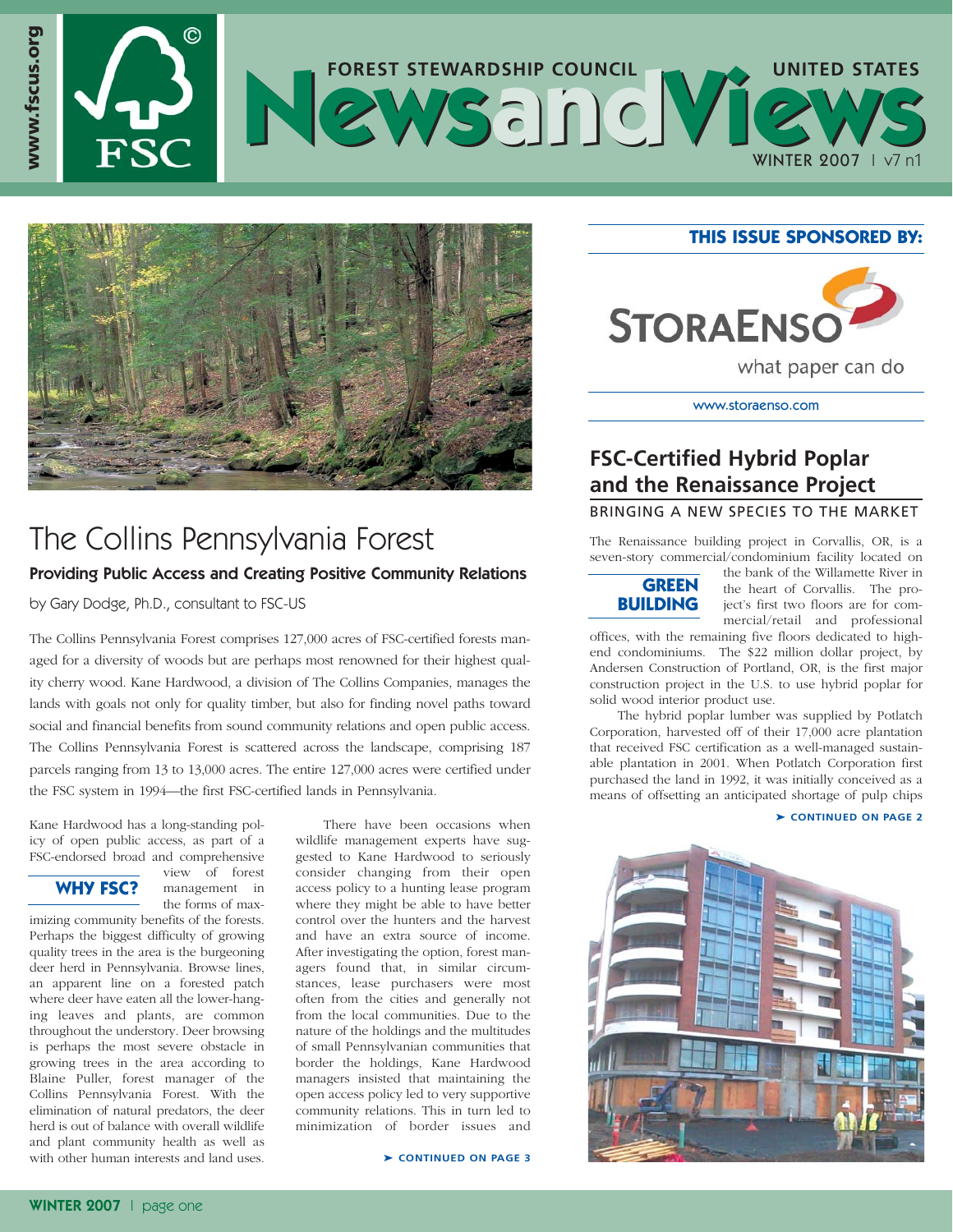# Forest Stewardship Council United States NewsandViews

WINTER 2007 | v7 n1

www.fscus.org

## The Collins Pennsylvania Forest

### Providing Public Access and Creating Positive Community Relations

by Gary Dodge, Ph.D., consultant to FSC-US

The Collins Pennsylvania Forest comprises 127,000 acres of FSC-certified forests managed for a diversity of woods but are perhaps most renowned for their highest quality cherry wood. Kane Hardwood, a division of The Collins Companies, manages the lands with goals not only for quality timber, but also for finding novel paths toward social and financial benefits from sound community relations and open public access. The Collins Pennsylvania Forest is scattered across the landscape, comprising 187 parcels ranging from 13 to 13,000 acres. The entire 127,000 acres were certified under the FSC system in 1994—the first FSC-certified lands in Pennsylvania.

**WHY FSC?**

Kane Hardwood has a long-standing policy of open public access, as part of a FSC-endorsed broad and comprehensive view of forest management in the forms of maximizing community benefits of the forests. Perhaps the biggest difficulty of growing quality trees in the area is the burgeoning deer herd in Pennsylvania. Browse lines, an apparent line on a forested patch where deer have eaten all the lower-hanging leaves and plants, are common throughout the understory. Deer browsing is perhaps the most severe obstacle in growing trees in the area according to Blaine Puller, forest manager of the Collins Pennsylvania Forest. With the elimination of natural predators, the deer herd is out of balance with overall wildlife and plant community health as well as with other human interests and land uses.

There have been occasions when wildlife management experts have suggested to Kane Hardwood to seriously consider changing from their open access policy to a hunting lease program where they might be able to have better control over the hunters and the harvest and have an extra source of income. After investigating the option, forest managers found that, in similar circumstances, lease purchasers were most often from the cities and generally not from the local communities. Due to the nature of the holdings and the multitudes of small Pennsylvanian communities that border the holdings, Kane Hardwood managers insisted that maintaining the open access policy led to very supportive community relations. This in turn led to minimization of border issues and

➤ CONTINUED ON PAGE 3

**THIS ISSUE SPONSORED BY:**

STORAENSO
what paper can do

www.storaenso.com

## FSC-Certified Hybrid Poplar and the Renaissance Project

BRINGING A NEW SPECIES TO THE MARKET

**GREEN BUILDING**

The Renaissance building project in Corvallis, OR, is a seven-story commercial/condominium facility located on the bank of the Willamette River in the heart of Corvallis. The project's first two floors are for commercial/retail and professional offices, with the remaining five floors dedicated to high-end condominiums. The $22 million dollar project, by Andersen Construction of Portland, OR, is the first major construction project in the U.S. to use hybrid poplar for solid wood interior product use.

The hybrid poplar lumber was supplied by Potlatch Corporation, harvested off of their 17,000 acre plantation that received FSC certification as a well-managed sustainable plantation in 2001. When Potlatch Corporation first purchased the land in 1992, it was initially conceived as a means of offsetting an anticipated shortage of pulp chips

➤ CONTINUED ON PAGE 2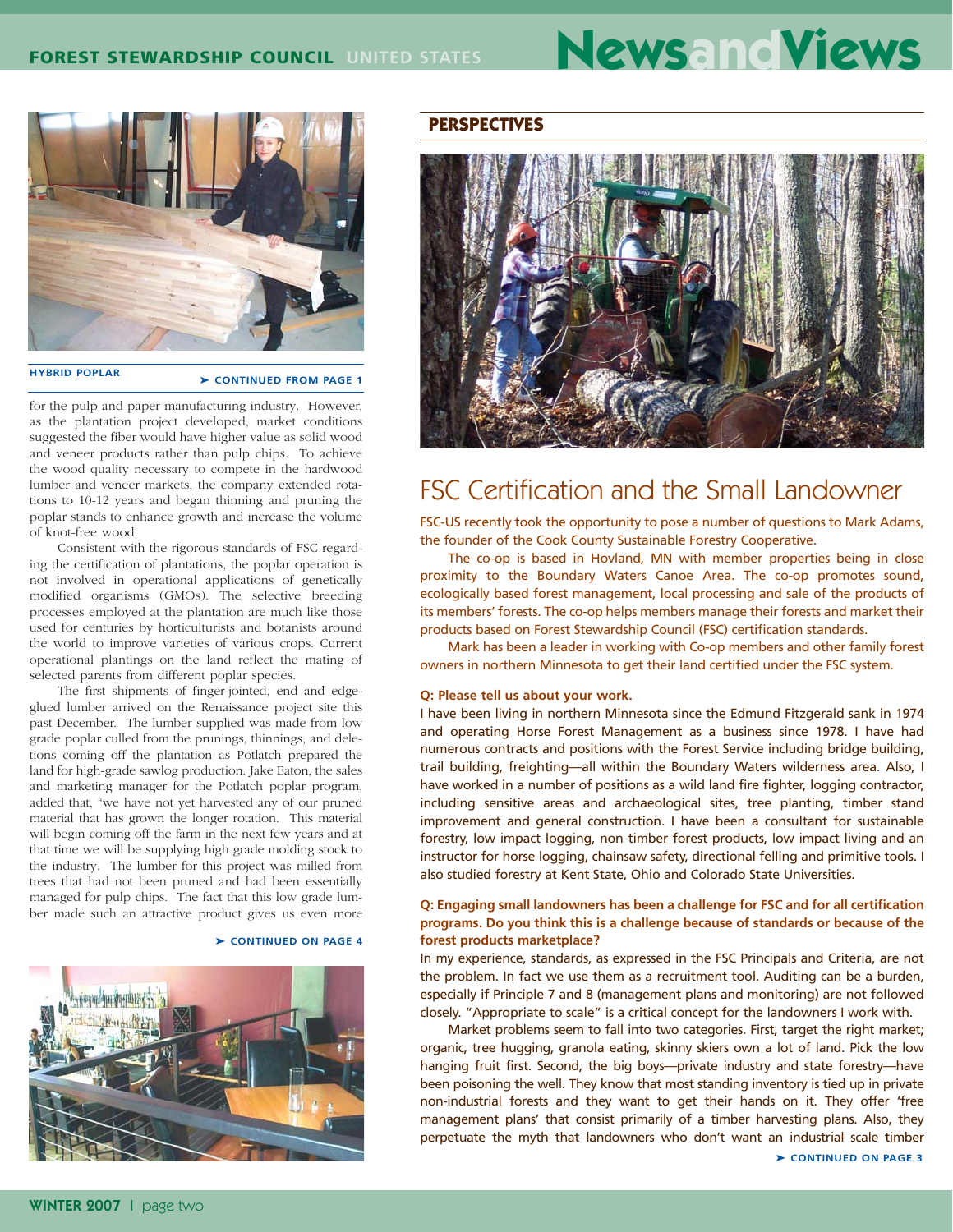## HYBRID POPLAR

➤ CONTINUED FROM PAGE 1

for the pulp and paper manufacturing industry. However, as the plantation project developed, market conditions suggested the fiber would have higher value as solid wood and veneer products rather than pulp chips. To achieve the wood quality necessary to compete in the hardwood lumber and veneer markets, the company extended rotations to 10-12 years and began thinning and pruning the poplar stands to enhance growth and increase the volume of knot-free wood.

Consistent with the rigorous standards of FSC regarding the certification of plantations, the poplar operation is not involved in operational applications of genetically modified organisms (GMOs). The selective breeding processes employed at the plantation are much like those used for centuries by horticulturists and botanists around the world to improve varieties of various crops. Current operational plantings on the land reflect the mating of selected parents from different poplar species.

The first shipments of finger-jointed, end and edge-glued lumber arrived on the Renaissance project site this past December. The lumber supplied was made from low grade poplar culled from the prunings, thinnings, and deletions coming off the plantation as Potlatch prepared the land for high-grade sawlog production. Jake Eaton, the sales and marketing manager for the Potlatch poplar program, added that, "we have not yet harvested any of our pruned material that has grown the longer rotation. This material will begin coming off the farm in the next few years and at that time we will be supplying high grade molding stock to the industry. The lumber for this project was milled from trees that had not been pruned and had been essentially managed for pulp chips. The fact that this low grade lumber made such an attractive product gives us even more

➤ CONTINUED ON PAGE 4

## PERSPECTIVES

# FSC Certification and the Small Landowner

FSC-US recently took the opportunity to pose a number of questions to Mark Adams, the founder of the Cook County Sustainable Forestry Cooperative.

The co-op is based in Hovland, MN with member properties being in close proximity to the Boundary Waters Canoe Area. The co-op promotes sound, ecologically based forest management, local processing and sale of the products of its members' forests. The co-op helps members manage their forests and market their products based on Forest Stewardship Council (FSC) certification standards.

Mark has been a leader in working with Co-op members and other family forest owners in northern Minnesota to get their land certified under the FSC system.

**Q: Please tell us about your work.**

I have been living in northern Minnesota since the Edmund Fitzgerald sank in 1974 and operating Horse Forest Management as a business since 1978. I have had numerous contracts and positions with the Forest Service including bridge building, trail building, freighting—all within the Boundary Waters wilderness area. Also, I have worked in a number of positions as a wild land fire fighter, logging contractor, including sensitive areas and archaeological sites, tree planting, timber stand improvement and general construction. I have been a consultant for sustainable forestry, low impact logging, non timber forest products, low impact living and an instructor for horse logging, chainsaw safety, directional felling and primitive tools. I also studied forestry at Kent State, Ohio and Colorado State Universities.

**Q: Engaging small landowners has been a challenge for FSC and for all certification programs. Do you think this is a challenge because of standards or because of the forest products marketplace?**

In my experience, standards, as expressed in the FSC Principals and Criteria, are not the problem. In fact we use them as a recruitment tool. Auditing can be a burden, especially if Principle 7 and 8 (management plans and monitoring) are not followed closely. "Appropriate to scale" is a critical concept for the landowners I work with.

Market problems seem to fall into two categories. First, target the right market; organic, tree hugging, granola eating, skinny skiers own a lot of land. Pick the low hanging fruit first. Second, the big boys—private industry and state forestry—have been poisoning the well. They know that most standing inventory is tied up in private non-industrial forests and they want to get their hands on it. They offer 'free management plans' that consist primarily of a timber harvesting plans. Also, they perpetuate the myth that landowners who don't want an industrial scale timber

➤ CONTINUED ON PAGE 3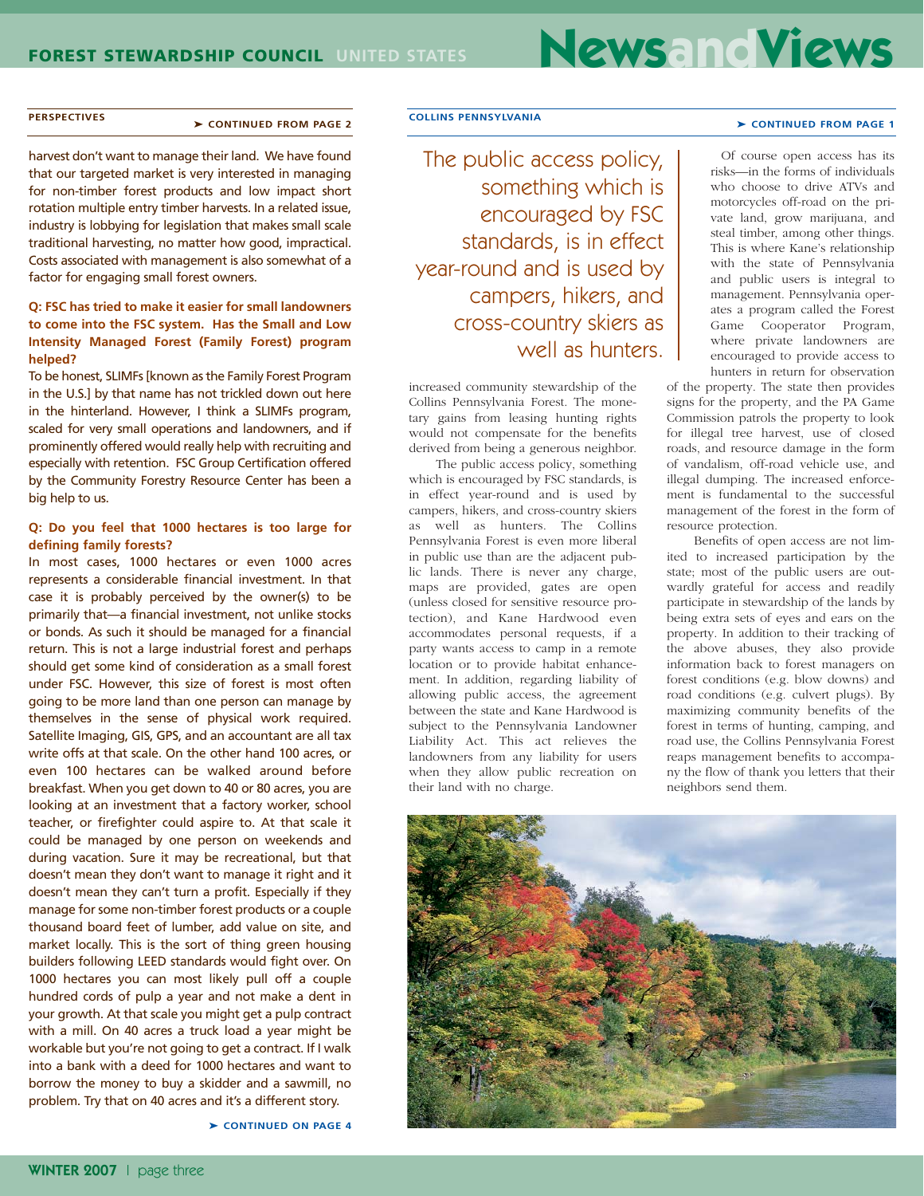## PERSPECTIVES

➤ CONTINUED FROM PAGE 2

harvest don't want to manage their land. We have found that our targeted market is very interested in managing for non-timber forest products and low impact short rotation multiple entry timber harvests. In a related issue, industry is lobbying for legislation that makes small scale traditional harvesting, no matter how good, impractical. Costs associated with management is also somewhat of a factor for engaging small forest owners.

**Q: FSC has tried to make it easier for small landowners to come into the FSC system. Has the Small and Low Intensity Managed Forest (Family Forest) program helped?**

To be honest, SLIMFs [known as the Family Forest Program in the U.S.] by that name has not trickled down out here in the hinterland. However, I think a SLIMFs program, scaled for very small operations and landowners, and if prominently offered would really help with recruiting and especially with retention. FSC Group Certification offered by the Community Forestry Resource Center has been a big help to us.

**Q: Do you feel that 1000 hectares is too large for defining family forests?**

In most cases, 1000 hectares or even 1000 acres represents a considerable financial investment. In that case it is probably perceived by the owner(s) to be primarily that—a financial investment, not unlike stocks or bonds. As such it should be managed for a financial return. This is not a large industrial forest and perhaps should get some kind of consideration as a small forest under FSC. However, this size of forest is most often going to be more land than one person can manage by themselves in the sense of physical work required. Satellite Imaging, GIS, GPS, and an accountant are all tax write offs at that scale. On the other hand 100 acres, or even 100 hectares can be walked around before breakfast. When you get down to 40 or 80 acres, you are looking at an investment that a factory worker, school teacher, or firefighter could aspire to. At that scale it could be managed by one person on weekends and during vacation. Sure it may be recreational, but that doesn't mean they don't want to manage it right and it doesn't mean they can't turn a profit. Especially if they manage for some non-timber forest products or a couple thousand board feet of lumber, add value on site, and market locally. This is the sort of thing green housing builders following LEED standards would fight over. On 1000 hectares you can most likely pull off a couple hundred cords of pulp a year and not make a dent in your growth. At that scale you might get a pulp contract with a mill. On 40 acres a truck load a year might be workable but you're not going to get a contract. If I walk into a bank with a deed for 1000 hectares and want to borrow the money to buy a skidder and a sawmill, no problem. Try that on 40 acres and it's a different story.

➤ CONTINUED ON PAGE 4

## COLLINS PENNSYLVANIA

➤ CONTINUED FROM PAGE 1

> The public access policy, something which is encouraged by FSC standards, is in effect year-round and is used by campers, hikers, and cross-country skiers as well as hunters.

increased community stewardship of the Collins Pennsylvania Forest. The monetary gains from leasing hunting rights would not compensate for the benefits derived from being a generous neighbor.

The public access policy, something which is encouraged by FSC standards, is in effect year-round and is used by campers, hikers, and cross-country skiers as well as hunters. The Collins Pennsylvania Forest is even more liberal in public use than are the adjacent public lands. There is never any charge, maps are provided, gates are open (unless closed for sensitive resource protection), and Kane Hardwood even accommodates personal requests, if a party wants access to camp in a remote location or to provide habitat enhancement. In addition, regarding liability of allowing public access, the agreement between the state and Kane Hardwood is subject to the Pennsylvania Landowner Liability Act. This act relieves the landowners from any liability for users when they allow public recreation on their land with no charge.

Of course open access has its risks—in the forms of individuals who choose to drive ATVs and motorcycles off-road on the private land, grow marijuana, and steal timber, among other things. This is where Kane's relationship with the state of Pennsylvania and public users is integral to management. Pennsylvania operates a program called the Forest Game Cooperator Program, where private landowners are encouraged to provide access to hunters in return for observation of the property. The state then provides signs for the property, and the PA Game Commission patrols the property to look for illegal tree harvest, use of closed roads, and resource damage in the form of vandalism, off-road vehicle use, and illegal dumping. The increased enforcement is fundamental to the successful management of the forest in the form of resource protection.

Benefits of open access are not limited to increased participation by the state; most of the public users are outwardly grateful for access and readily participate in stewardship of the lands by being extra sets of eyes and ears on the property. In addition to their tracking of the above abuses, they also provide information back to forest managers on forest conditions (e.g. blow downs) and road conditions (e.g. culvert plugs). By maximizing community benefits of the forest in terms of hunting, camping, and road use, the Collins Pennsylvania Forest reaps management benefits to accompany the flow of thank you letters that their neighbors send them.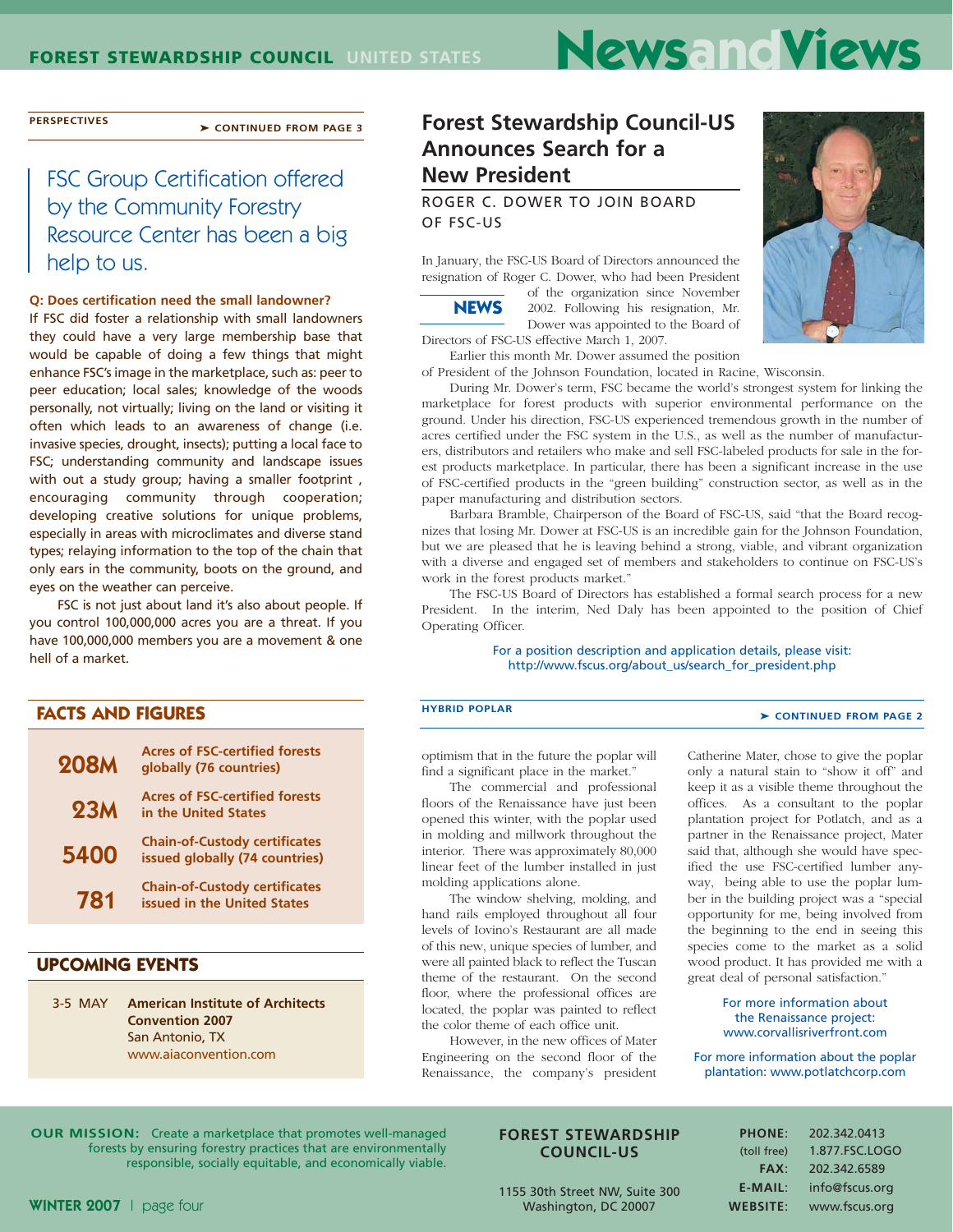PERSPECTIVES

➤ CONTINUED FROM PAGE 3

> FSC Group Certification offered by the Community Forestry Resource Center has been a big help to us.

**Q: Does certification need the small landowner?**

If FSC did foster a relationship with small landowners they could have a very large membership base that would be capable of doing a few things that might enhance FSC's image in the marketplace, such as: peer to peer education; local sales; knowledge of the woods personally, not virtually; living on the land or visiting it often which leads to an awareness of change (i.e. invasive species, drought, insects); putting a local face to FSC; understanding community and landscape issues with out a study group; having a smaller footprint , encouraging community through cooperation; developing creative solutions for unique problems, especially in areas with microclimates and diverse stand types; relaying information to the top of the chain that only ears in the community, boots on the ground, and eyes on the weather can perceive.

FSC is not just about land it's also about people. If you control 100,000,000 acres you are a threat. If you have 100,000,000 members you are a movement & one hell of a market.

## FACTS AND FIGURES

| | |
|---|---|
| **208M** | Acres of FSC-certified forests globally (76 countries) |
| **23M** | Acres of FSC-certified forests in the United States |
| **5400** | Chain-of-Custody certificates issued globally (74 countries) |
| **781** | Chain-of-Custody certificates issued in the United States |

## UPCOMING EVENTS

3-5 MAY **American Institute of Architects Convention 2007**
San Antonio, TX
www.aiaconvention.com

# Forest Stewardship Council-US Announces Search for a New President

## ROGER C. DOWER TO JOIN BOARD OF FSC-US

**NEWS**

In January, the FSC-US Board of Directors announced the resignation of Roger C. Dower, who had been President of the organization since November 2002. Following his resignation, Mr. Dower was appointed to the Board of Directors of FSC-US effective March 1, 2007.

Earlier this month Mr. Dower assumed the position of President of the Johnson Foundation, located in Racine, Wisconsin.

During Mr. Dower's term, FSC became the world's strongest system for linking the marketplace for forest products with superior environmental performance on the ground. Under his direction, FSC-US experienced tremendous growth in the number of acres certified under the FSC system in the U.S., as well as the number of manufacturers, distributors and retailers who make and sell FSC-labeled products for sale in the forest products marketplace. In particular, there has been a significant increase in the use of FSC-certified products in the "green building" construction sector, as well as in the paper manufacturing and distribution sectors.

Barbara Bramble, Chairperson of the Board of FSC-US, said "that the Board recognizes that losing Mr. Dower at FSC-US is an incredible gain for the Johnson Foundation, but we are pleased that he is leaving behind a strong, viable, and vibrant organization with a diverse and engaged set of members and stakeholders to continue on FSC-US's work in the forest products market."

The FSC-US Board of Directors has established a formal search process for a new President. In the interim, Ned Daly has been appointed to the position of Chief Operating Officer.

For a position description and application details, please visit: http://www.fscus.org/about_us/search_for_president.php

HYBRID POPLAR

➤ CONTINUED FROM PAGE 2

optimism that in the future the poplar will find a significant place in the market."

The commercial and professional floors of the Renaissance have just been opened this winter, with the poplar used in molding and millwork throughout the interior. There was approximately 80,000 linear feet of the lumber installed in just molding applications alone.

The window shelving, molding, and hand rails employed throughout all four levels of Iovino's Restaurant are all made of this new, unique species of lumber, and were all painted black to reflect the Tuscan theme of the restaurant. On the second floor, where the professional offices are located, the poplar was painted to reflect the color theme of each office unit.

However, in the new offices of Mater Engineering on the second floor of the Renaissance, the company's president Catherine Mater, chose to give the poplar only a natural stain to "show it off" and keep it as a visible theme throughout the offices. As a consultant to the poplar plantation project for Potlatch, and as a partner in the Renaissance project, Mater said that, although she would have specified the use FSC-certified lumber anyway, being able to use the poplar lumber in the building project was a "special opportunity for me, being involved from the beginning to the end in seeing this species come to the market as a solid wood product. It has provided me with a great deal of personal satisfaction."

For more information about the Renaissance project: www.corvallisriverfront.com

For more information about the poplar plantation: www.potlatchcorp.com

**OUR MISSION:** Create a marketplace that promotes well-managed forests by ensuring forestry practices that are environmentally responsible, socially equitable, and economically viable.

**FOREST STEWARDSHIP COUNCIL-US**

1155 30th Street NW, Suite 300
Washington, DC 20007

**PHONE:** 202.342.0413
(toll free) 1.877.FSC.LOGO
**FAX:** 202.342.6589
**E-MAIL:** info@fscus.org
**WEBSITE:** www.fscus.org